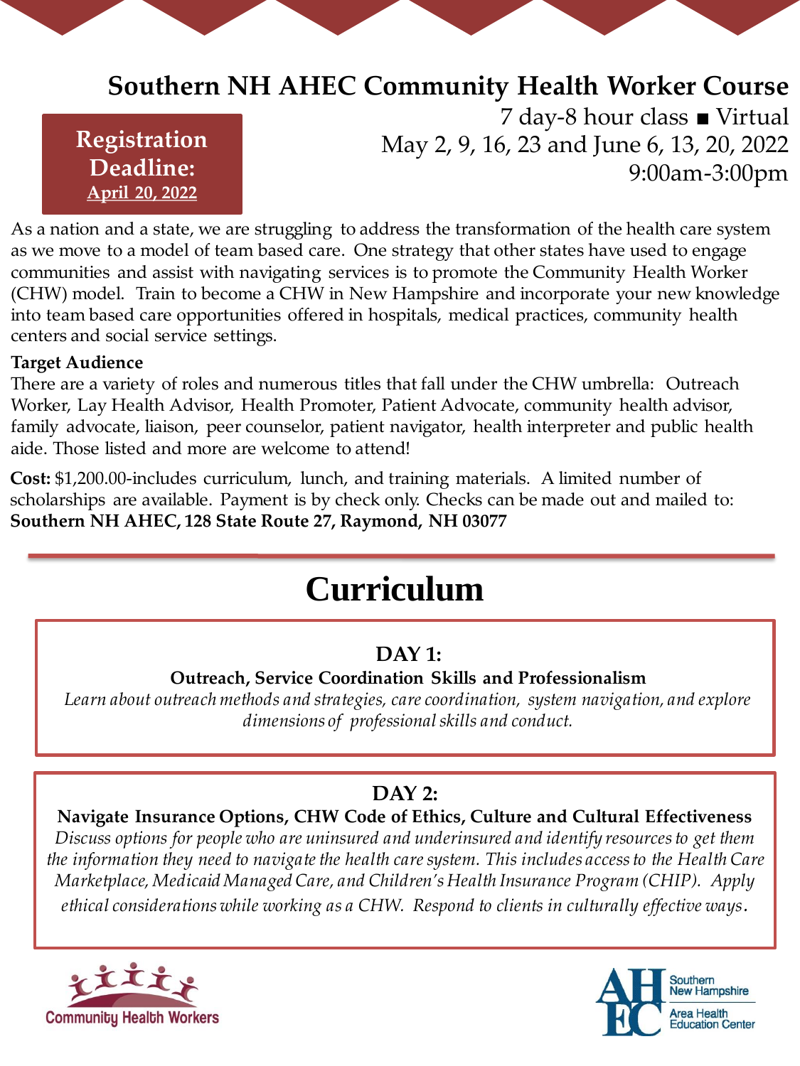# Southern NH AHEC Community Health Worker Course

**Registration Deadline:** <u>April 20, 2022</u>

7 day-8 hour class ■ Virtual
May 2, 9, 16, 23 and June 6, 13, 20, 2022
9:00am-3:00pm

As a nation and a state, we are struggling to address the transformation of the health care system as we move to a model of team based care. One strategy that other states have used to engage communities and assist with navigating services is to promote the Community Health Worker (CHW) model. Train to become a CHW in New Hampshire and incorporate your new knowledge into team based care opportunities offered in hospitals, medical practices, community health centers and social service settings.

**Target Audience**

There are a variety of roles and numerous titles that fall under the CHW umbrella: Outreach Worker, Lay Health Advisor, Health Promoter, Patient Advocate, community health advisor, family advocate, liaison, peer counselor, patient navigator, health interpreter and public health aide. Those listed and more are welcome to attend!

**Cost:** $1,200.00-includes curriculum, lunch, and training materials. A limited number of scholarships are available. Payment is by check only. Checks can be made out and mailed to: **Southern NH AHEC, 128 State Route 27, Raymond, NH 03077**

## Curriculum

### DAY 1:

**Outreach, Service Coordination Skills and Professionalism**

*Learn about outreach methods and strategies, care coordination, system navigation, and explore dimensions of professional skills and conduct.*

### DAY 2:

**Navigate Insurance Options, CHW Code of Ethics, Culture and Cultural Effectiveness**

*Discuss options for people who are uninsured and underinsured and identify resources to get them the information they need to navigate the health care system. This includes access to the Health Care Marketplace, Medicaid Managed Care, and Children's Health Insurance Program (CHIP). Apply ethical considerations while working as a CHW. Respond to clients in culturally effective ways.*

Community Health Workers

Southern New Hampshire Area Health Education Center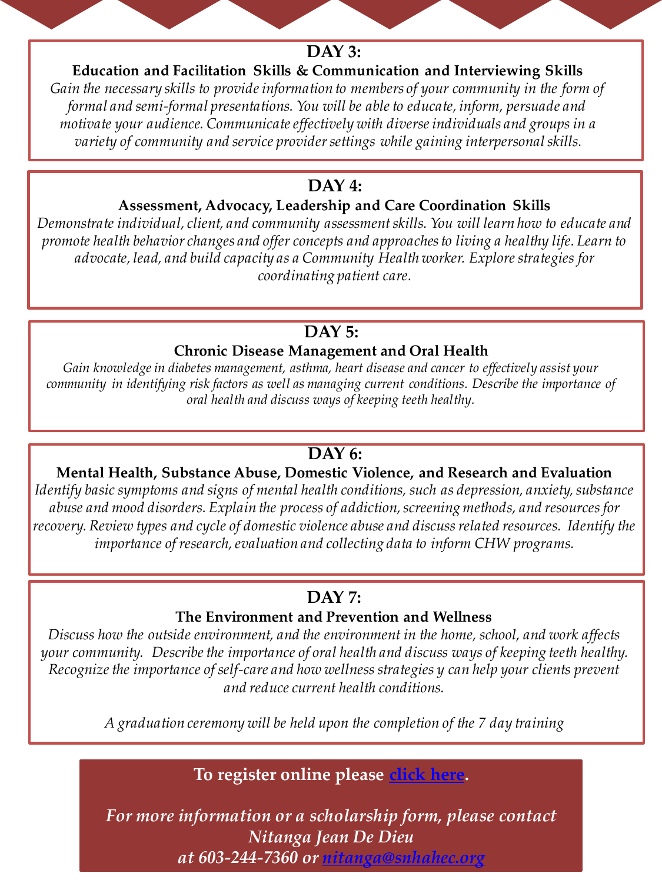## DAY 3:

**Education and Facilitation Skills & Communication and Interviewing Skills**

*Gain the necessary skills to provide information to members of your community in the form of formal and semi-formal presentations. You will be able to educate, inform, persuade and motivate your audience. Communicate effectively with diverse individuals and groups in a variety of community and service provider settings while gaining interpersonal skills.*

## DAY 4:

**Assessment, Advocacy, Leadership and Care Coordination Skills**

*Demonstrate individual, client, and community assessment skills. You will learn how to educate and promote health behavior changes and offer concepts and approaches to living a healthy life. Learn to advocate, lead, and build capacity as a Community Health worker. Explore strategies for coordinating patient care.*

## DAY 5:

**Chronic Disease Management and Oral Health**

*Gain knowledge in diabetes management, asthma, heart disease and cancer to effectively assist your community in identifying risk factors as well as managing current conditions. Describe the importance of oral health and discuss ways of keeping teeth healthy.*

## DAY 6:

**Mental Health, Substance Abuse, Domestic Violence, and Research and Evaluation**

*Identify basic symptoms and signs of mental health conditions, such as depression, anxiety, substance abuse and mood disorders. Explain the process of addiction, screening methods, and resources for recovery. Review types and cycle of domestic violence abuse and discuss related resources. Identify the importance of research, evaluation and collecting data to inform CHW programs.*

## DAY 7:

**The Environment and Prevention and Wellness**

*Discuss how the outside environment, and the environment in the home, school, and work affects your community. Describe the importance of oral health and discuss ways of keeping teeth healthy. Recognize the importance of self-care and how wellness strategies y can help your clients prevent and reduce current health conditions.*

*A graduation ceremony will be held upon the completion of the 7 day training*

**To register online please click here.**

***For more information or a scholarship form, please contact Nitanga Jean De Dieu at 603-244-7360 or nitanga@snhahec.org***